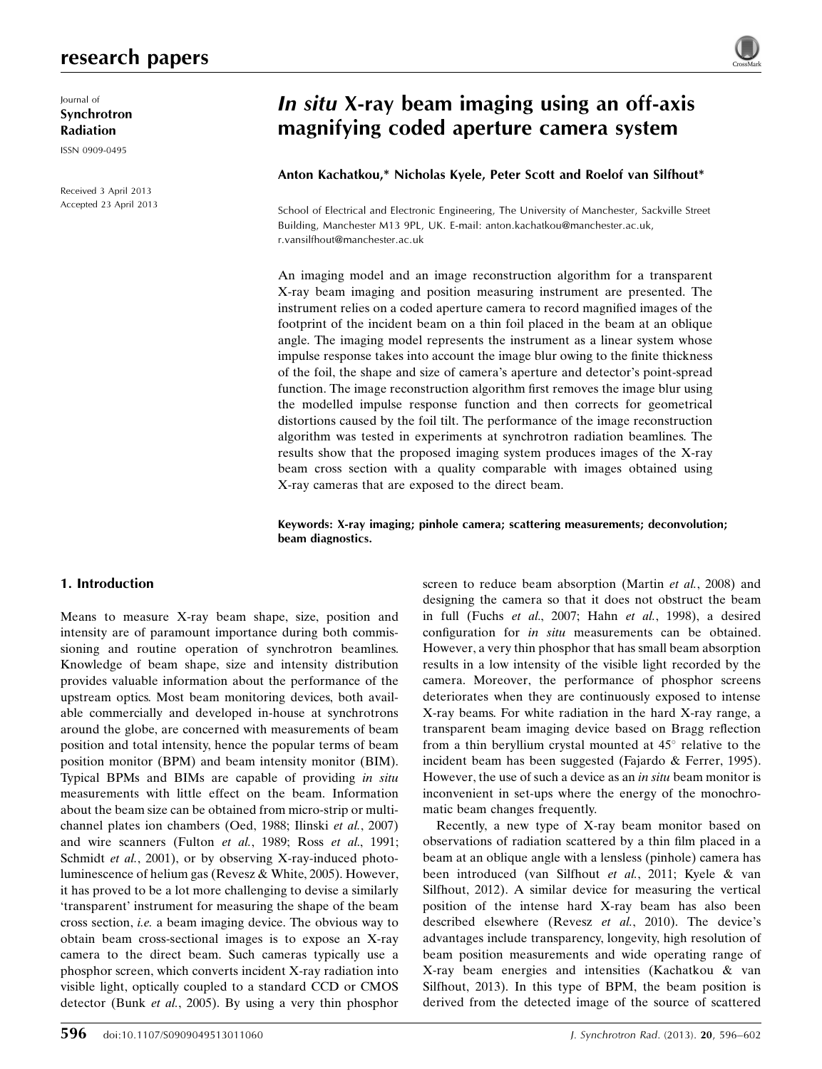Journal of
**Synchrotron Radiation**

ISSN 0909-0495

Received 3 April 2013
Accepted 23 April 2013

# *In situ* X-ray beam imaging using an off-axis magnifying coded aperture camera system

**Anton Kachatkou,\* Nicholas Kyele, Peter Scott and Roelof van Silfhout\***

School of Electrical and Electronic Engineering, The University of Manchester, Sackville Street Building, Manchester M13 9PL, UK. E-mail: anton.kachatkou@manchester.ac.uk, r.vansilfhout@manchester.ac.uk

An imaging model and an image reconstruction algorithm for a transparent X-ray beam imaging and position measuring instrument are presented. The instrument relies on a coded aperture camera to record magnified images of the footprint of the incident beam on a thin foil placed in the beam at an oblique angle. The imaging model represents the instrument as a linear system whose impulse response takes into account the image blur owing to the finite thickness of the foil, the shape and size of camera's aperture and detector's point-spread function. The image reconstruction algorithm first removes the image blur using the modelled impulse response function and then corrects for geometrical distortions caused by the foil tilt. The performance of the image reconstruction algorithm was tested in experiments at synchrotron radiation beamlines. The results show that the proposed imaging system produces images of the X-ray beam cross section with a quality comparable with images obtained using X-ray cameras that are exposed to the direct beam.

**Keywords: X-ray imaging; pinhole camera; scattering measurements; deconvolution; beam diagnostics.**

## 1. Introduction

Means to measure X-ray beam shape, size, position and intensity are of paramount importance during both commissioning and routine operation of synchrotron beamlines. Knowledge of beam shape, size and intensity distribution provides valuable information about the performance of the upstream optics. Most beam monitoring devices, both available commercially and developed in-house at synchrotrons around the globe, are concerned with measurements of beam position and total intensity, hence the popular terms of beam position monitor (BPM) and beam intensity monitor (BIM). Typical BPMs and BIMs are capable of providing *in situ* measurements with little effect on the beam. Information about the beam size can be obtained from micro-strip or multi-channel plates ion chambers (Oed, 1988; Ilinski *et al.*, 2007) and wire scanners (Fulton *et al.*, 1989; Ross *et al.*, 1991; Schmidt *et al.*, 2001), or by observing X-ray-induced photoluminescence of helium gas (Revesz & White, 2005). However, it has proved to be a lot more challenging to devise a similarly 'transparent' instrument for measuring the shape of the beam cross section, *i.e.* a beam imaging device. The obvious way to obtain beam cross-sectional images is to expose an X-ray camera to the direct beam. Such cameras typically use a phosphor screen, which converts incident X-ray radiation into visible light, optically coupled to a standard CCD or CMOS detector (Bunk *et al.*, 2005). By using a very thin phosphor screen to reduce beam absorption (Martin *et al.*, 2008) and designing the camera so that it does not obstruct the beam in full (Fuchs *et al.*, 2007; Hahn *et al.*, 1998), a desired configuration for *in situ* measurements can be obtained. However, a very thin phosphor that has small beam absorption results in a low intensity of the visible light recorded by the camera. Moreover, the performance of phosphor screens deteriorates when they are continuously exposed to intense X-ray beams. For white radiation in the hard X-ray range, a transparent beam imaging device based on Bragg reflection from a thin beryllium crystal mounted at 45° relative to the incident beam has been suggested (Fajardo & Ferrer, 1995). However, the use of such a device as an *in situ* beam monitor is inconvenient in set-ups where the energy of the monochromatic beam changes frequently.

Recently, a new type of X-ray beam monitor based on observations of radiation scattered by a thin film placed in a beam at an oblique angle with a lensless (pinhole) camera has been introduced (van Silfhout *et al.*, 2011; Kyele & van Silfhout, 2012). A similar device for measuring the vertical position of the intense hard X-ray beam has also been described elsewhere (Revesz *et al.*, 2010). The device's advantages include transparency, longevity, high resolution of beam position measurements and wide operating range of X-ray beam energies and intensities (Kachatkou & van Silfhout, 2013). In this type of BPM, the beam position is derived from the detected image of the source of scattered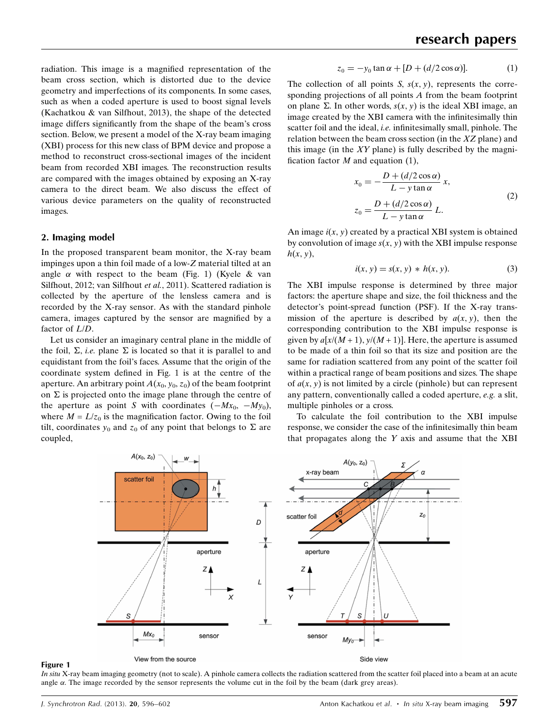radiation. This image is a magnified representation of the beam cross section, which is distorted due to the device geometry and imperfections of its components. In some cases, such as when a coded aperture is used to boost signal levels (Kachatkou & van Silfhout, 2013), the shape of the detected image differs significantly from the shape of the beam's cross section. Below, we present a model of the X-ray beam imaging (XBI) process for this new class of BPM device and propose a method to reconstruct cross-sectional images of the incident beam from recorded XBI images. The reconstruction results are compared with the images obtained by exposing an X-ray camera to the direct beam. We also discuss the effect of various device parameters on the quality of reconstructed images.

## 2. Imaging model

In the proposed transparent beam monitor, the X-ray beam impinges upon a thin foil made of a low-$Z$ material tilted at an angle $\alpha$ with respect to the beam (Fig. 1) (Kyele & van Silfhout, 2012; van Silfhout *et al.*, 2011). Scattered radiation is collected by the aperture of the lensless camera and is recorded by the X-ray sensor. As with the standard pinhole camera, images captured by the sensor are magnified by a factor of $L/D$.

Let us consider an imaginary central plane in the middle of the foil, $\Sigma$, *i.e.* plane $\Sigma$ is located so that it is parallel to and equidistant from the foil's faces. Assume that the origin of the coordinate system defined in Fig. 1 is at the centre of the aperture. An arbitrary point $A(x_0, y_0, z_0)$ of the beam footprint on $\Sigma$ is projected onto the image plane through the centre of the aperture as point $S$ with coordinates $(-Mx_0, -My_0)$, where $M = L/z_0$ is the magnification factor. Owing to the foil tilt, coordinates $y_0$ and $z_0$ of any point that belongs to $\Sigma$ are coupled,

$$z_0 = -y_0 \tan\alpha + [D + (d/2\cos\alpha)]. \tag{1}$$

The collection of all points $S$, $s(x, y)$, represents the corresponding projections of all points $A$ from the beam footprint on plane $\Sigma$. In other words, $s(x, y)$ is the ideal XBI image, an image created by the XBI camera with the infinitesimally thin scatter foil and the ideal, *i.e.* infinitesimally small, pinhole. The relation between the beam cross section (in the $XZ$ plane) and this image (in the $XY$ plane) is fully described by the magnification factor $M$ and equation (1),

$$\begin{aligned} x_0 &= -\frac{D + (d/2\cos\alpha)}{L - y\tan\alpha}\, x, \\ z_0 &= \frac{D + (d/2\cos\alpha)}{L - y\tan\alpha}\, L. \end{aligned} \tag{2}$$

An image $i(x, y)$ created by a practical XBI system is obtained by convolution of image $s(x, y)$ with the XBI impulse response $h(x, y)$,

$$i(x, y) = s(x, y) * h(x, y). \tag{3}$$

The XBI impulse response is determined by three major factors: the aperture shape and size, the foil thickness and the detector's point-spread function (PSF). If the X-ray transmission of the aperture is described by $a(x, y)$, then the corresponding contribution to the XBI impulse response is given by $a[x/(M+1), y/(M+1)]$. Here, the aperture is assumed to be made of a thin foil so that its size and position are the same for radiation scattered from any point of the scatter foil within a practical range of beam positions and sizes. The shape of $a(x, y)$ is not limited by a circle (pinhole) but can represent any pattern, conventionally called a coded aperture, *e.g.* a slit, multiple pinholes or a cross.

To calculate the foil contribution to the XBI impulse response, we consider the case of the infinitesimally thin beam that propagates along the $Y$ axis and assume that the XBI

**Figure 1**
*In situ* X-ray beam imaging geometry (not to scale). A pinhole camera collects the radiation scattered from the scatter foil placed into a beam at an acute angle $\alpha$. The image recorded by the sensor represents the volume cut in the foil by the beam (dark grey areas).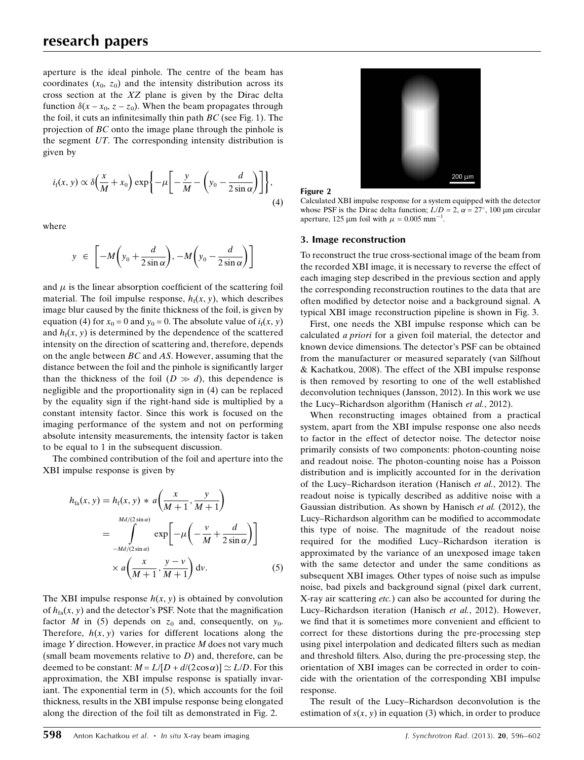aperture is the ideal pinhole. The centre of the beam has coordinates $(x_0, z_0)$ and the intensity distribution across its cross section at the $XZ$ plane is given by the Dirac delta function $\delta(x - x_0, z - z_0)$. When the beam propagates through the foil, it cuts an infinitesimally thin path $BC$ (see Fig. 1). The projection of $BC$ onto the image plane through the pinhole is the segment $UT$. The corresponding intensity distribution is given by

$$i_f(x, y) \propto \delta\left(\frac{x}{M} + x_0\right) \exp\left\{-\mu\left[-\frac{y}{M} - \left(y_0 - \frac{d}{2\sin\alpha}\right)\right]\right\}, \tag{4}$$

where

$$y \in \left[-M\left(y_0 + \frac{d}{2\sin\alpha}\right), -M\left(y_0 - \frac{d}{2\sin\alpha}\right)\right]$$

and $\mu$ is the linear absorption coefficient of the scattering foil material. The foil impulse response, $h_f(x, y)$, which describes image blur caused by the finite thickness of the foil, is given by equation (4) for $x_0 = 0$ and $y_0 = 0$. The absolute value of $i_f(x, y)$ and $h_f(x, y)$ is determined by the dependence of the scattered intensity on the direction of scattering and, therefore, depends on the angle between $BC$ and $AS$. However, assuming that the distance between the foil and the pinhole is significantly larger than the thickness of the foil ($D \gg d$), this dependence is negligible and the proportionality sign in (4) can be replaced by the equality sign if the right-hand side is multiplied by a constant intensity factor. Since this work is focused on the imaging performance of the system and not on performing absolute intensity measurements, the intensity factor is taken to be equal to 1 in the subsequent discussion.

The combined contribution of the foil and aperture into the XBI impulse response is given by

$$\begin{aligned} h_{fa}(x, y) &= h_f(x, y) * a\left(\frac{x}{M+1}, \frac{y}{M+1}\right) \\ &= \int\limits_{-Md/(2\sin\alpha)}^{Md/(2\sin\alpha)} \exp\left[-\mu\left(-\frac{v}{M} + \frac{d}{2\sin\alpha}\right)\right] \\ &\quad \times a\left(\frac{x}{M+1}, \frac{y-v}{M+1}\right) \mathrm{d}v. \end{aligned} \tag{5}$$

The XBI impulse response $h(x, y)$ is obtained by convolution of $h_{fa}(x, y)$ and the detector's PSF. Note that the magnification factor $M$ in (5) depends on $z_0$ and, consequently, on $y_0$. Therefore, $h(x, y)$ varies for different locations along the image $Y$ direction. However, in practice $M$ does not vary much (small beam movements relative to $D$) and, therefore, can be deemed to be constant: $M = L/[D + d/(2\cos\alpha)] \simeq L/D$. For this approximation, the XBI impulse response is spatially invariant. The exponential term in (5), which accounts for the foil thickness, results in the XBI impulse response being elongated along the direction of the foil tilt as demonstrated in Fig. 2.

**Figure 2**
Calculated XBI impulse response for a system equipped with the detector whose PSF is the Dirac delta function; $L/D = 2$, $\alpha = 27^\circ$, 100 µm circular aperture, 125 µm foil with $\mu = 0.005$ mm$^{-1}$.

## 3. Image reconstruction

To reconstruct the true cross-sectional image of the beam from the recorded XBI image, it is necessary to reverse the effect of each imaging step described in the previous section and apply the corresponding reconstruction routines to the data that are often modified by detector noise and a background signal. A typical XBI image reconstruction pipeline is shown in Fig. 3.

First, one needs the XBI impulse response which can be calculated *a priori* for a given foil material, the detector and known device dimensions. The detector's PSF can be obtained from the manufacturer or measured separately (van Silfhout & Kachatkou, 2008). The effect of the XBI impulse response is then removed by resorting to one of the well established deconvolution techniques (Jansson, 2012). In this work we use the Lucy–Richardson algorithm (Hanisch *et al.*, 2012).

When reconstructing images obtained from a practical system, apart from the XBI impulse response one also needs to factor in the effect of detector noise. The detector noise primarily consists of two components: photon-counting noise and readout noise. The photon-counting noise has a Poisson distribution and is implicitly accounted for in the derivation of the Lucy–Richardson iteration (Hanisch *et al.*, 2012). The readout noise is typically described as additive noise with a Gaussian distribution. As shown by Hanisch *et al.* (2012), the Lucy–Richardson algorithm can be modified to accommodate this type of noise. The magnitude of the readout noise required for the modified Lucy–Richardson iteration is approximated by the variance of an unexposed image taken with the same detector and under the same conditions as subsequent XBI images. Other types of noise such as impulse noise, bad pixels and background signal (pixel dark current, X-ray air scattering *etc.*) can also be accounted for during the Lucy–Richardson iteration (Hanisch *et al.*, 2012). However, we find that it is sometimes more convenient and efficient to correct for these distortions during the pre-processing step using pixel interpolation and dedicated filters such as median and threshold filters. Also, during the pre-processing step, the orientation of XBI images can be corrected in order to coincide with the orientation of the corresponding XBI impulse response.

The result of the Lucy–Richardson deconvolution is the estimation of $s(x, y)$ in equation (3) which, in order to produce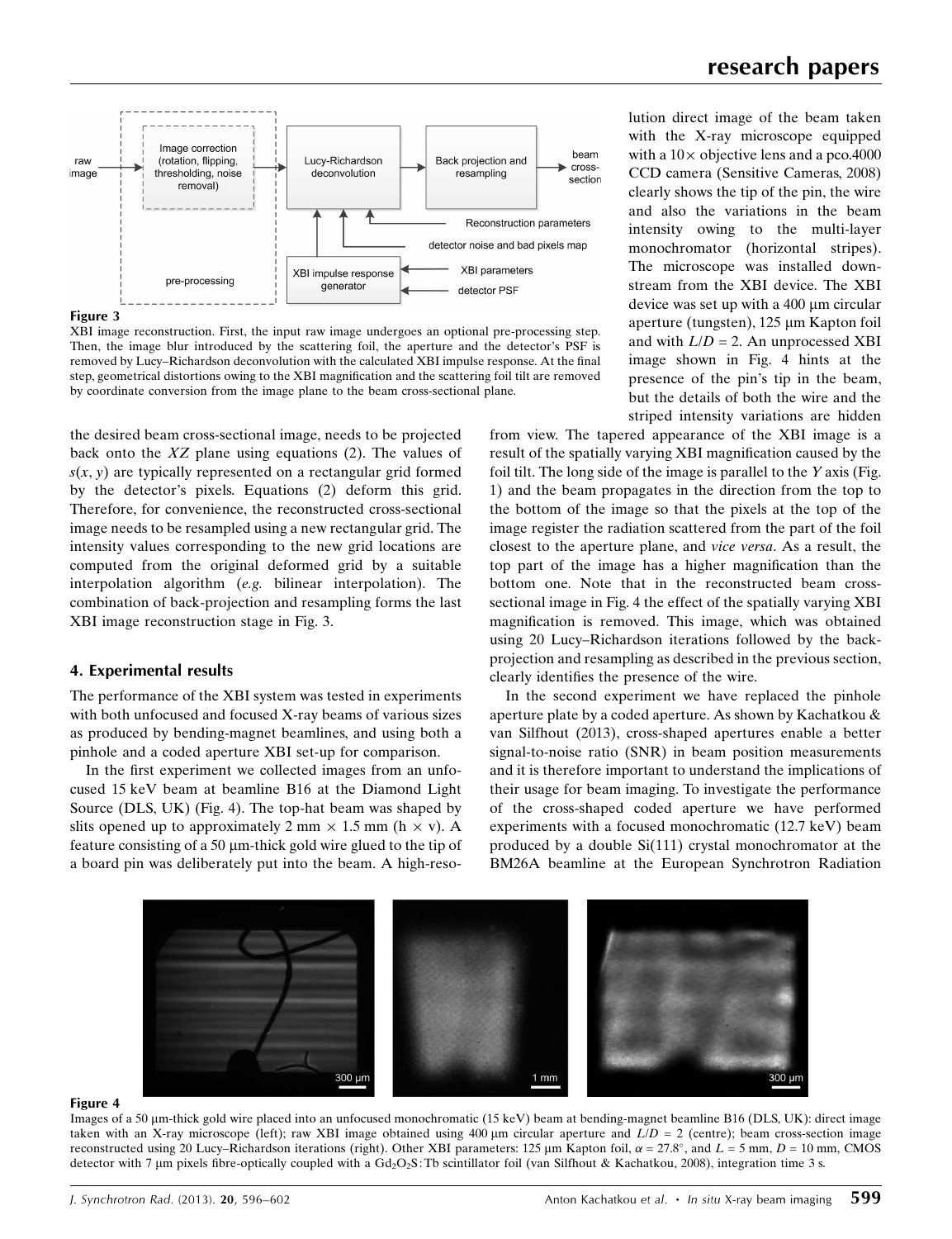Figure 3

XBI image reconstruction. First, the input raw image undergoes an optional pre-processing step. Then, the image blur introduced by the scattering foil, the aperture and the detector's PSF is removed by Lucy–Richardson deconvolution with the calculated XBI impulse response. At the final step, geometrical distortions owing to the XBI magnification and the scattering foil tilt are removed by coordinate conversion from the image plane to the beam cross-sectional plane.

the desired beam cross-sectional image, needs to be projected back onto the $XZ$ plane using equations (2). The values of $s(x, y)$ are typically represented on a rectangular grid formed by the detector's pixels. Equations (2) deform this grid. Therefore, for convenience, the reconstructed cross-sectional image needs to be resampled using a new rectangular grid. The intensity values corresponding to the new grid locations are computed from the original deformed grid by a suitable interpolation algorithm (*e.g.* bilinear interpolation). The combination of back-projection and resampling forms the last XBI image reconstruction stage in Fig. 3.

## 4. Experimental results

The performance of the XBI system was tested in experiments with both unfocused and focused X-ray beams of various sizes as produced by bending-magnet beamlines, and using both a pinhole and a coded aperture XBI set-up for comparison.

In the first experiment we collected images from an unfocused 15 keV beam at beamline B16 at the Diamond Light Source (DLS, UK) (Fig. 4). The top-hat beam was shaped by slits opened up to approximately 2 mm × 1.5 mm (h × v). A feature consisting of a 50 µm-thick gold wire glued to the tip of a board pin was deliberately put into the beam. A high-resolution direct image of the beam taken with the X-ray microscope equipped with a 10× objective lens and a pco.4000 CCD camera (Sensitive Cameras, 2008) clearly shows the tip of the pin, the wire and also the variations in the beam intensity owing to the multi-layer monochromator (horizontal stripes). The microscope was installed downstream from the XBI device. The XBI device was set up with a 400 µm circular aperture (tungsten), 125 µm Kapton foil and with $L/D = 2$. An unprocessed XBI image shown in Fig. 4 hints at the presence of the pin's tip in the beam, but the details of both the wire and the striped intensity variations are hidden from view. The tapered appearance of the XBI image is a result of the spatially varying XBI magnification caused by the foil tilt. The long side of the image is parallel to the $Y$ axis (Fig. 1) and the beam propagates in the direction from the top to the bottom of the image so that the pixels at the top of the image register the radiation scattered from the part of the foil closest to the aperture plane, and *vice versa*. As a result, the top part of the image has a higher magnification than the bottom one. Note that in the reconstructed beam cross-sectional image in Fig. 4 the effect of the spatially varying XBI magnification is removed. This image, which was obtained using 20 Lucy–Richardson iterations followed by the back-projection and resampling as described in the previous section, clearly identifies the presence of the wire.

In the second experiment we have replaced the pinhole aperture plate by a coded aperture. As shown by Kachatkou & van Silfhout (2013), cross-shaped apertures enable a better signal-to-noise ratio (SNR) in beam position measurements and it is therefore important to understand the implications of their usage for beam imaging. To investigate the performance of the cross-shaped coded aperture we have performed experiments with a focused monochromatic (12.7 keV) beam produced by a double Si(111) crystal monochromator at the BM26A beamline at the European Synchrotron Radiation

Figure 4

Images of a 50 µm-thick gold wire placed into an unfocused monochromatic (15 keV) beam at bending-magnet beamline B16 (DLS, UK): direct image taken with an X-ray microscope (left); raw XBI image obtained using 400 µm circular aperture and $L/D = 2$ (centre); beam cross-section image reconstructed using 20 Lucy–Richardson iterations (right). Other XBI parameters: 125 µm Kapton foil, $\alpha = 27.8°$, and $L = 5$ mm, $D = 10$ mm, CMOS detector with 7 µm pixels fibre-optically coupled with a $Gd_2O_2S$:Tb scintillator foil (van Silfhout & Kachatkou, 2008), integration time 3 s.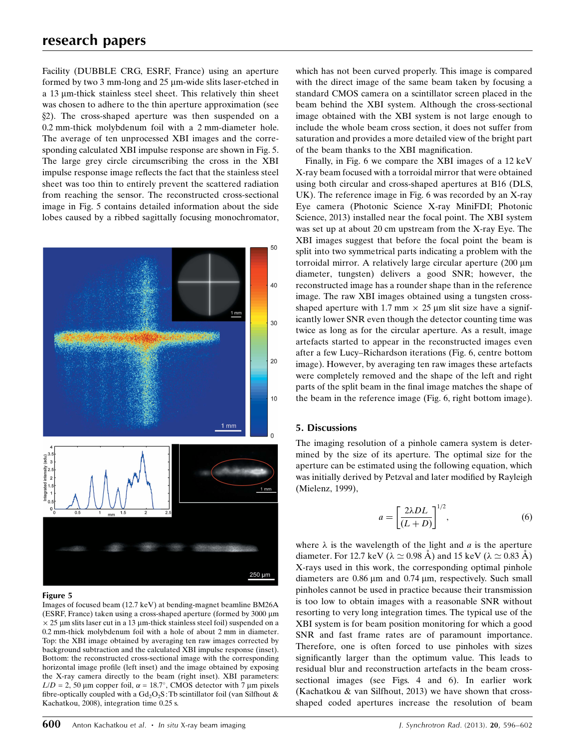Facility (DUBBLE CRG, ESRF, France) using an aperture formed by two 3 mm-long and 25 µm-wide slits laser-etched in a 13 µm-thick stainless steel sheet. This relatively thin sheet was chosen to adhere to the thin aperture approximation (see §2). The cross-shaped aperture was then suspended on a 0.2 mm-thick molybdenum foil with a 2 mm-diameter hole. The average of ten unprocessed XBI images and the corresponding calculated XBI impulse response are shown in Fig. 5. The large grey circle circumscribing the cross in the XBI impulse response image reflects the fact that the stainless steel sheet was too thin to entirely prevent the scattered radiation from reaching the sensor. The reconstructed cross-sectional image in Fig. 5 contains detailed information about the side lobes caused by a ribbed sagittally focusing monochromator, which has not been curved properly. This image is compared with the direct image of the same beam taken by focusing a standard CMOS camera on a scintillator screen placed in the beam behind the XBI system. Although the cross-sectional image obtained with the XBI system is not large enough to include the whole beam cross section, it does not suffer from saturation and provides a more detailed view of the bright part of the beam thanks to the XBI magnification.

**Figure 5**

Images of focused beam (12.7 keV) at bending-magnet beamline BM26A (ESRF, France) taken using a cross-shaped aperture (formed by 3000 µm × 25 µm slits laser cut in a 13 µm-thick stainless steel foil) suspended on a 0.2 mm-thick molybdenum foil with a hole of about 2 mm in diameter. Top: the XBI image obtained by averaging ten raw images corrected by background subtraction and the calculated XBI impulse response (inset). Bottom: the reconstructed cross-sectional image with the corresponding horizontal image profile (left inset) and the image obtained by exposing the X-ray camera directly to the beam (right inset). XBI parameters: $L/D = 2$, 50 µm copper foil, $\alpha = 18.7°$, CMOS detector with 7 µm pixels fibre-optically coupled with a $Gd_2O_2S$:Tb scintillator foil (van Silfhout & Kachatkou, 2008), integration time 0.25 s.

Finally, in Fig. 6 we compare the XBI images of a 12 keV X-ray beam focused with a torroidal mirror that were obtained using both circular and cross-shaped apertures at B16 (DLS, UK). The reference image in Fig. 6 was recorded by an X-ray Eye camera (Photonic Science X-ray MiniFDI; Photonic Science, 2013) installed near the focal point. The XBI system was set up at about 20 cm upstream from the X-ray Eye. The XBI images suggest that before the focal point the beam is split into two symmetrical parts indicating a problem with the torroidal mirror. A relatively large circular aperture (200 µm diameter, tungsten) delivers a good SNR; however, the reconstructed image has a rounder shape than in the reference image. The raw XBI images obtained using a tungsten cross-shaped aperture with 1.7 mm × 25 µm slit size have a significantly lower SNR even though the detector counting time was twice as long as for the circular aperture. As a result, image artefacts started to appear in the reconstructed images even after a few Lucy–Richardson iterations (Fig. 6, centre bottom image). However, by averaging ten raw images these artefacts were completely removed and the shape of the left and right parts of the split beam in the final image matches the shape of the beam in the reference image (Fig. 6, right bottom image).

## 5. Discussions

The imaging resolution of a pinhole camera system is determined by the size of its aperture. The optimal size for the aperture can be estimated using the following equation, which was initially derived by Petzval and later modified by Rayleigh (Mielenz, 1999),

$$a = \left[\frac{2\lambda DL}{(L+D)}\right]^{1/2}, \tag{6}$$

where $\lambda$ is the wavelength of the light and $a$ is the aperture diameter. For 12.7 keV ($\lambda \simeq 0.98$ Å) and 15 keV ($\lambda \simeq 0.83$ Å) X-rays used in this work, the corresponding optimal pinhole diameters are 0.86 µm and 0.74 µm, respectively. Such small pinholes cannot be used in practice because their transmission is too low to obtain images with a reasonable SNR without resorting to very long integration times. The typical use of the XBI system is for beam position monitoring for which a good SNR and fast frame rates are of paramount importance. Therefore, one is often forced to use pinholes with sizes significantly larger than the optimum value. This leads to residual blur and reconstruction artefacts in the beam cross-sectional images (see Figs. 4 and 6). In earlier work (Kachatkou & van Silfhout, 2013) we have shown that cross-shaped coded apertures increase the resolution of beam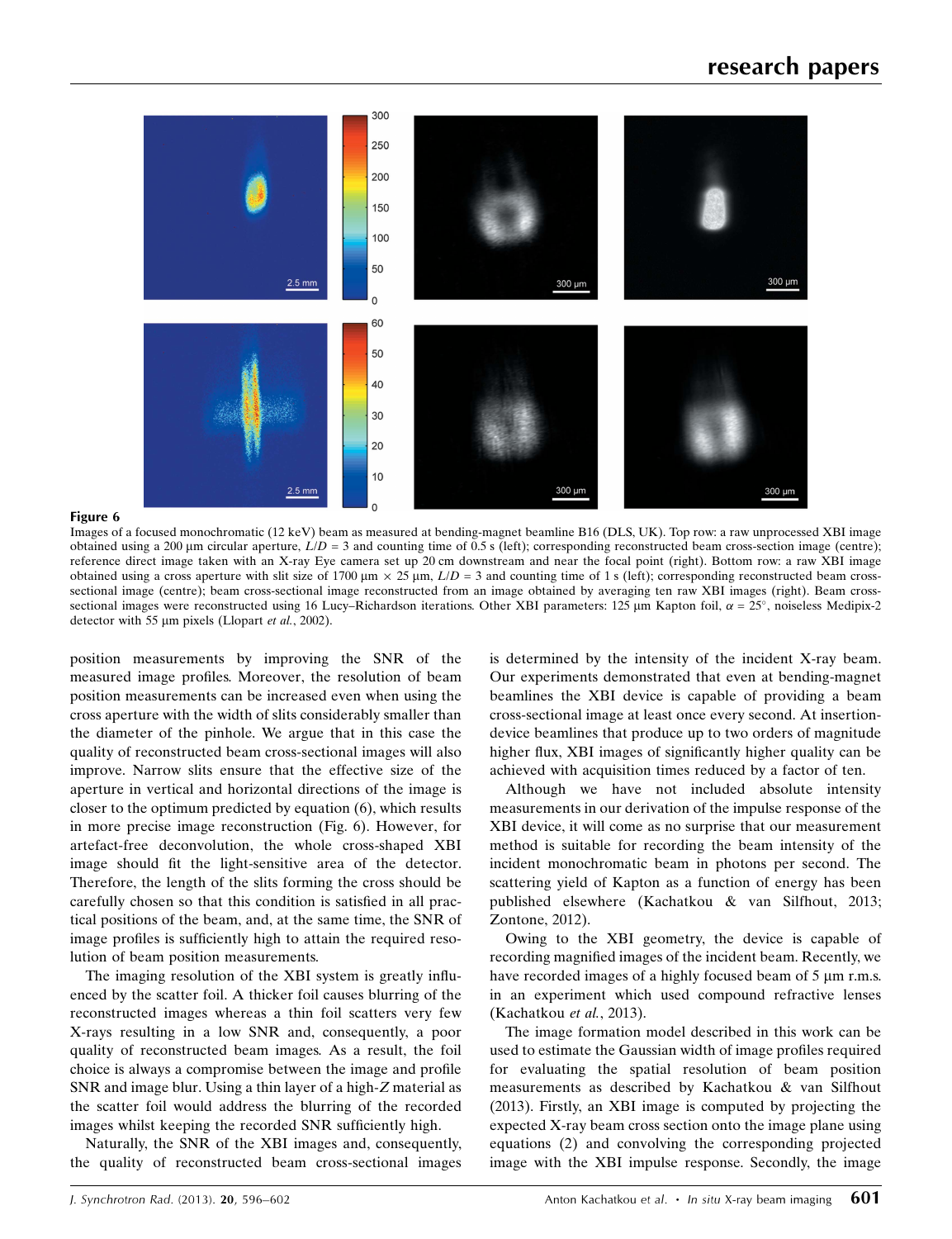**Figure 6**

Images of a focused monochromatic (12 keV) beam as measured at bending-magnet beamline B16 (DLS, UK). Top row: a raw unprocessed XBI image obtained using a 200 µm circular aperture, $L/D = 3$ and counting time of 0.5 s (left); corresponding reconstructed beam cross-section image (centre); reference direct image taken with an X-ray Eye camera set up 20 cm downstream and near the focal point (right). Bottom row: a raw XBI image obtained using a cross aperture with slit size of 1700 µm × 25 µm, $L/D = 3$ and counting time of 1 s (left); corresponding reconstructed beam cross-sectional image (centre); beam cross-sectional image reconstructed from an image obtained by averaging ten raw XBI images (right). Beam cross-sectional images were reconstructed using 16 Lucy–Richardson iterations. Other XBI parameters: 125 µm Kapton foil, $\alpha = 25°$, noiseless Medipix-2 detector with 55 µm pixels (Llopart *et al.*, 2002).

position measurements by improving the SNR of the measured image profiles. Moreover, the resolution of beam position measurements can be increased even when using the cross aperture with the width of slits considerably smaller than the diameter of the pinhole. We argue that in this case the quality of reconstructed beam cross-sectional images will also improve. Narrow slits ensure that the effective size of the aperture in vertical and horizontal directions of the image is closer to the optimum predicted by equation (6), which results in more precise image reconstruction (Fig. 6). However, for artefact-free deconvolution, the whole cross-shaped XBI image should fit the light-sensitive area of the detector. Therefore, the length of the slits forming the cross should be carefully chosen so that this condition is satisfied in all practical positions of the beam, and, at the same time, the SNR of image profiles is sufficiently high to attain the required resolution of beam position measurements.

The imaging resolution of the XBI system is greatly influenced by the scatter foil. A thicker foil causes blurring of the reconstructed images whereas a thin foil scatters very few X-rays resulting in a low SNR and, consequently, a poor quality of reconstructed beam images. As a result, the foil choice is always a compromise between the image and profile SNR and image blur. Using a thin layer of a high-$Z$ material as the scatter foil would address the blurring of the recorded images whilst keeping the recorded SNR sufficiently high.

Naturally, the SNR of the XBI images and, consequently, the quality of reconstructed beam cross-sectional images is determined by the intensity of the incident X-ray beam. Our experiments demonstrated that even at bending-magnet beamlines the XBI device is capable of providing a beam cross-sectional image at least once every second. At insertion-device beamlines that produce up to two orders of magnitude higher flux, XBI images of significantly higher quality can be achieved with acquisition times reduced by a factor of ten.

Although we have not included absolute intensity measurements in our derivation of the impulse response of the XBI device, it will come as no surprise that our measurement method is suitable for recording the beam intensity of the incident monochromatic beam in photons per second. The scattering yield of Kapton as a function of energy has been published elsewhere (Kachatkou & van Silfhout, 2013; Zontone, 2012).

Owing to the XBI geometry, the device is capable of recording magnified images of the incident beam. Recently, we have recorded images of a highly focused beam of 5 µm r.m.s. in an experiment which used compound refractive lenses (Kachatkou *et al.*, 2013).

The image formation model described in this work can be used to estimate the Gaussian width of image profiles required for evaluating the spatial resolution of beam position measurements as described by Kachatkou & van Silfhout (2013). Firstly, an XBI image is computed by projecting the expected X-ray beam cross section onto the image plane using equations (2) and convolving the corresponding projected image with the XBI impulse response. Secondly, the image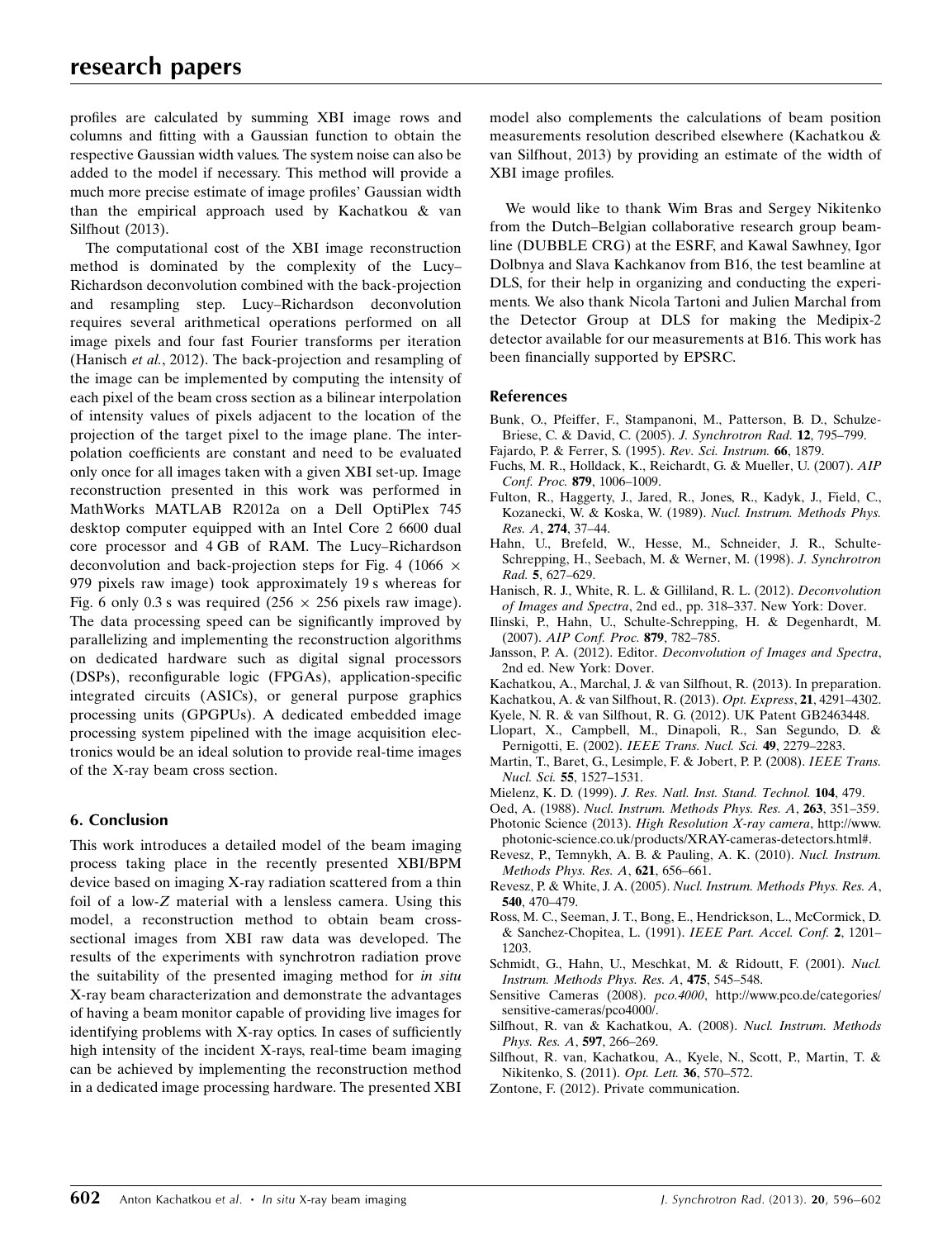profiles are calculated by summing XBI image rows and columns and fitting with a Gaussian function to obtain the respective Gaussian width values. The system noise can also be added to the model if necessary. This method will provide a much more precise estimate of image profiles' Gaussian width than the empirical approach used by Kachatkou & van Silfhout (2013).

The computational cost of the XBI image reconstruction method is dominated by the complexity of the Lucy–Richardson deconvolution combined with the back-projection and resampling step. Lucy–Richardson deconvolution requires several arithmetical operations performed on all image pixels and four fast Fourier transforms per iteration (Hanisch *et al.*, 2012). The back-projection and resampling of the image can be implemented by computing the intensity of each pixel of the beam cross section as a bilinear interpolation of intensity values of pixels adjacent to the location of the projection of the target pixel to the image plane. The interpolation coefficients are constant and need to be evaluated only once for all images taken with a given XBI set-up. Image reconstruction presented in this work was performed in MathWorks MATLAB R2012a on a Dell OptiPlex 745 desktop computer equipped with an Intel Core 2 6600 dual core processor and 4 GB of RAM. The Lucy–Richardson deconvolution and back-projection steps for Fig. 4 ($1066 \times 979$ pixels raw image) took approximately 19 s whereas for Fig. 6 only 0.3 s was required ($256 \times 256$ pixels raw image). The data processing speed can be significantly improved by parallelizing and implementing the reconstruction algorithms on dedicated hardware such as digital signal processors (DSPs), reconfigurable logic (FPGAs), application-specific integrated circuits (ASICs), or general purpose graphics processing units (GPGPUs). A dedicated embedded image processing system pipelined with the image acquisition electronics would be an ideal solution to provide real-time images of the X-ray beam cross section.

## 6. Conclusion

This work introduces a detailed model of the beam imaging process taking place in the recently presented XBI/BPM device based on imaging X-ray radiation scattered from a thin foil of a low-$Z$ material with a lensless camera. Using this model, a reconstruction method to obtain beam cross-sectional images from XBI raw data was developed. The results of the experiments with synchrotron radiation prove the suitability of the presented imaging method for *in situ* X-ray beam characterization and demonstrate the advantages of having a beam monitor capable of providing live images for identifying problems with X-ray optics. In cases of sufficiently high intensity of the incident X-rays, real-time beam imaging can be achieved by implementing the reconstruction method in a dedicated image processing hardware. The presented XBI model also complements the calculations of beam position measurements resolution described elsewhere (Kachatkou & van Silfhout, 2013) by providing an estimate of the width of XBI image profiles.

We would like to thank Wim Bras and Sergey Nikitenko from the Dutch–Belgian collaborative research group beamline (DUBBLE CRG) at the ESRF, and Kawal Sawhney, Igor Dolbnya and Slava Kachkanov from B16, the test beamline at DLS, for their help in organizing and conducting the experiments. We also thank Nicola Tartoni and Julien Marchal from the Detector Group at DLS for making the Medipix-2 detector available for our measurements at B16. This work has been financially supported by EPSRC.

## References

Bunk, O., Pfeiffer, F., Stampanoni, M., Patterson, B. D., Schulze-Briese, C. & David, C. (2005). *J. Synchrotron Rad.* **12**, 795–799.

Fajardo, P. & Ferrer, S. (1995). *Rev. Sci. Instrum.* **66**, 1879.

Fuchs, M. R., Holldack, K., Reichardt, G. & Mueller, U. (2007). *AIP Conf. Proc.* **879**, 1006–1009.

Fulton, R., Haggerty, J., Jared, R., Jones, R., Kadyk, J., Field, C., Kozanecki, W. & Koska, W. (1989). *Nucl. Instrum. Methods Phys. Res. A*, **274**, 37–44.

Hahn, U., Brefeld, W., Hesse, M., Schneider, J. R., Schulte-Schrepping, H., Seebach, M. & Werner, M. (1998). *J. Synchrotron Rad.* **5**, 627–629.

Hanisch, R. J., White, R. L. & Gilliland, R. L. (2012). *Deconvolution of Images and Spectra*, 2nd ed., pp. 318–337. New York: Dover.

Ilinski, P., Hahn, U., Schulte-Schrepping, H. & Degenhardt, M. (2007). *AIP Conf. Proc.* **879**, 782–785.

Jansson, P. A. (2012). Editor. *Deconvolution of Images and Spectra*, 2nd ed. New York: Dover.

Kachatkou, A., Marchal, J. & van Silfhout, R. (2013). In preparation.

Kachatkou, A. & van Silfhout, R. (2013). *Opt. Express*, **21**, 4291–4302.

Kyele, N. R. & van Silfhout, R. G. (2012). UK Patent GB2463448.

Llopart, X., Campbell, M., Dinapoli, R., San Segundo, D. & Pernigotti, E. (2002). *IEEE Trans. Nucl. Sci.* **49**, 2279–2283.

Martin, T., Baret, G., Lesimple, F. & Jobert, P. P. (2008). *IEEE Trans. Nucl. Sci.* **55**, 1527–1531.

Mielenz, K. D. (1999). *J. Res. Natl. Inst. Stand. Technol.* **104**, 479.

Oed, A. (1988). *Nucl. Instrum. Methods Phys. Res. A*, **263**, 351–359.

Photonic Science (2013). *High Resolution X-ray camera*, http://www.photonic-science.co.uk/products/XRAY-cameras-detectors.html#.

Revesz, P., Temnykh, A. B. & Pauling, A. K. (2010). *Nucl. Instrum. Methods Phys. Res. A*, **621**, 656–661.

Revesz, P. & White, J. A. (2005). *Nucl. Instrum. Methods Phys. Res. A*, **540**, 470–479.

Ross, M. C., Seeman, J. T., Bong, E., Hendrickson, L., McCormick, D. & Sanchez-Chopitea, L. (1991). *IEEE Part. Accel. Conf.* **2**, 1201–1203.

Schmidt, G., Hahn, U., Meschkat, M. & Ridoutt, F. (2001). *Nucl. Instrum. Methods Phys. Res. A*, **475**, 545–548.

Sensitive Cameras (2008). *pco.4000*, http://www.pco.de/categories/sensitive-cameras/pco4000/.

Silfhout, R. van & Kachatkou, A. (2008). *Nucl. Instrum. Methods Phys. Res. A*, **597**, 266–269.

Silfhout, R. van, Kachatkou, A., Kyele, N., Scott, P., Martin, T. & Nikitenko, S. (2011). *Opt. Lett.* **36**, 570–572.

Zontone, F. (2012). Private communication.